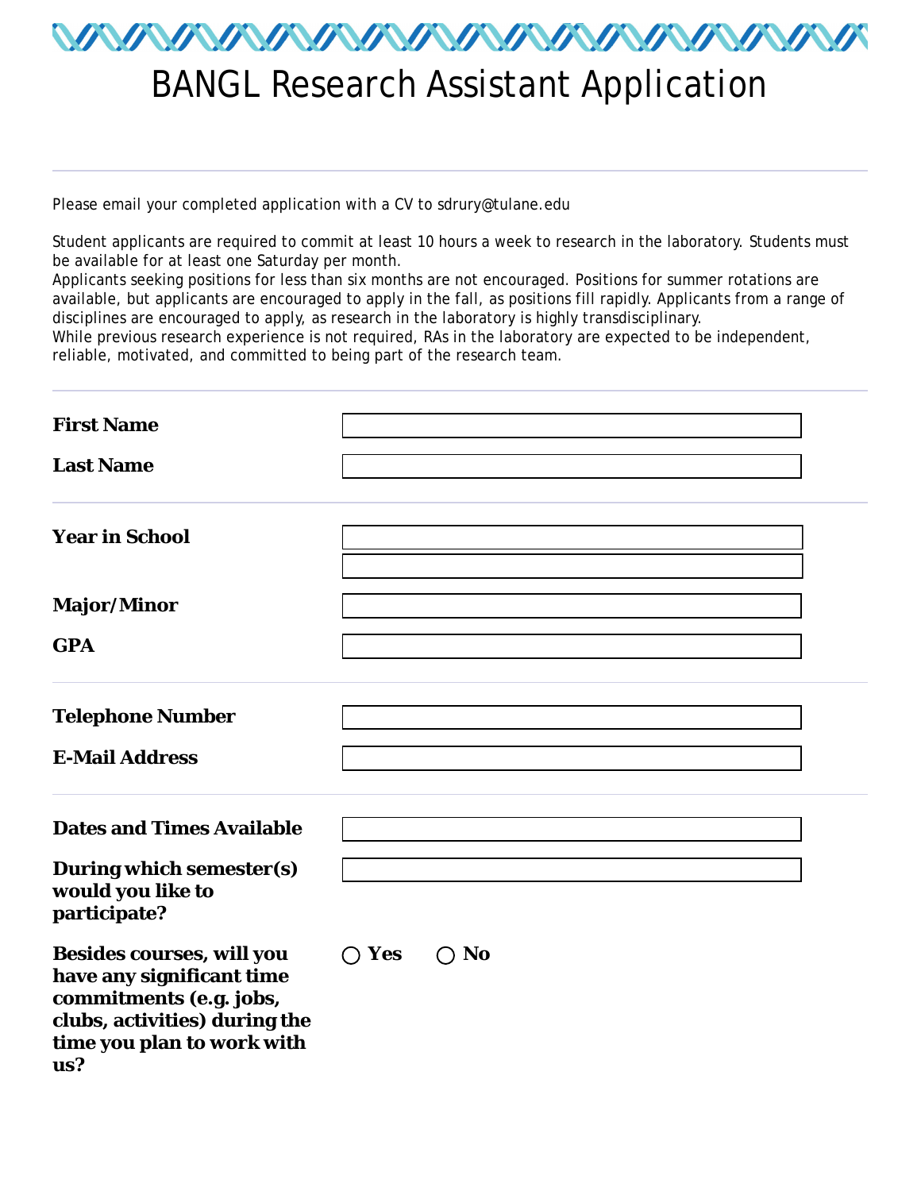# BANGL Research Assistant Application

---

Please email your completed application with a CV to sdrury@tulane.edu

Student applicants are required to commit at least 10 hours a week to research in the laboratory. Students must be available for at least one Saturday per month.
Applicants seeking positions for less than six months are not encouraged. Positions for summer rotations are available, but applicants are encouraged to apply in the fall, as positions fill rapidly. Applicants from a range of disciplines are encouraged to apply, as research in the laboratory is highly transdisciplinary.
While previous research experience is not required, RAs in the laboratory are expected to be independent, reliable, motivated, and committed to being part of the research team.

---

**First Name** ____________________

**Last Name** ____________________

---

**Year in School** ____________________

____________________

**Major/Minor** ____________________

**GPA** ____________________

---

**Telephone Number** ____________________

**E-Mail Address** ____________________

---

**Dates and Times Available** ____________________

**During which semester(s) would you like to participate?** ____________________

**Besides courses, will you have any significant time commitments (e.g. jobs, clubs, activities) during the time you plan to work with us?** ○ **Yes** ○ **No**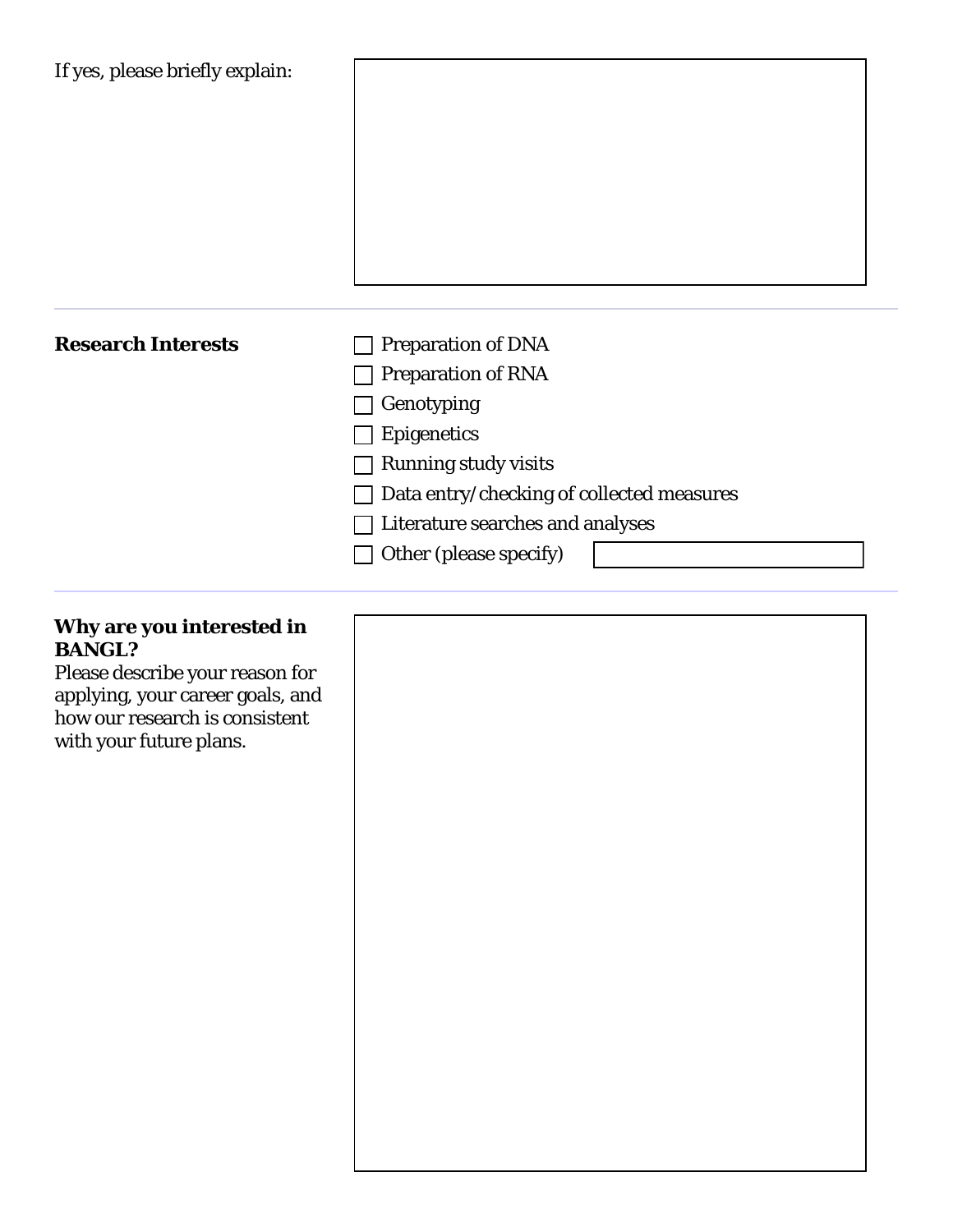If yes, please briefly explain:

---

**Research Interests**

- [ ] Preparation of DNA
- [ ] Preparation of RNA
- [ ] Genotyping
- [ ] Epigenetics
- [ ] Running study visits
- [ ] Data entry/checking of collected measures
- [ ] Literature searches and analyses
- [ ] Other (please specify)

---

**Why are you interested in BANGL?**

Please describe your reason for applying, your career goals, and how our research is consistent with your future plans.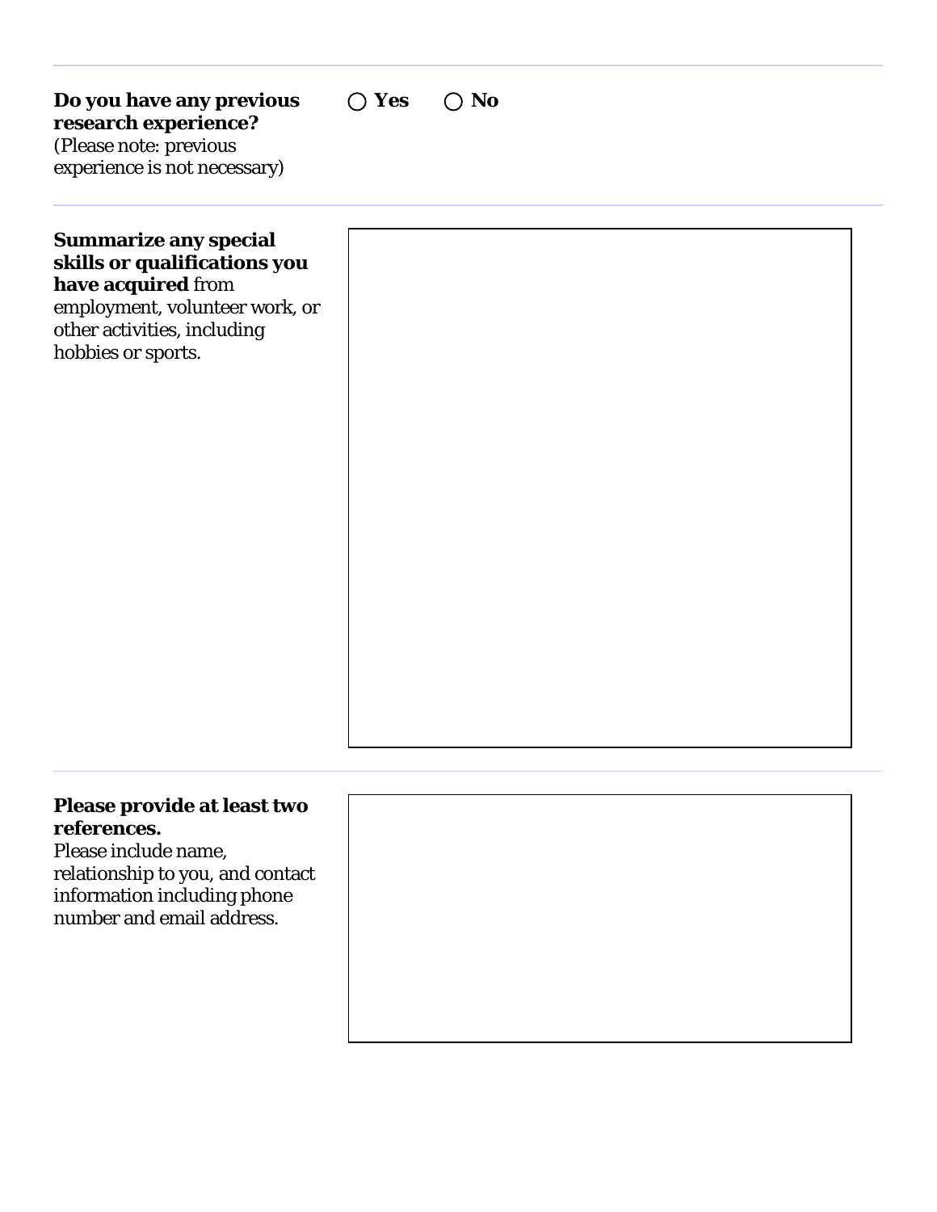**Do you have any previous research experience?**
(Please note: previous experience is not necessary)

◯ **Yes** ◯ **No**

---

**Summarize any special skills or qualifications you have acquired** from employment, volunteer work, or other activities, including hobbies or sports.

---

**Please provide at least two references.**
Please include name, relationship to you, and contact information including phone number and email address.